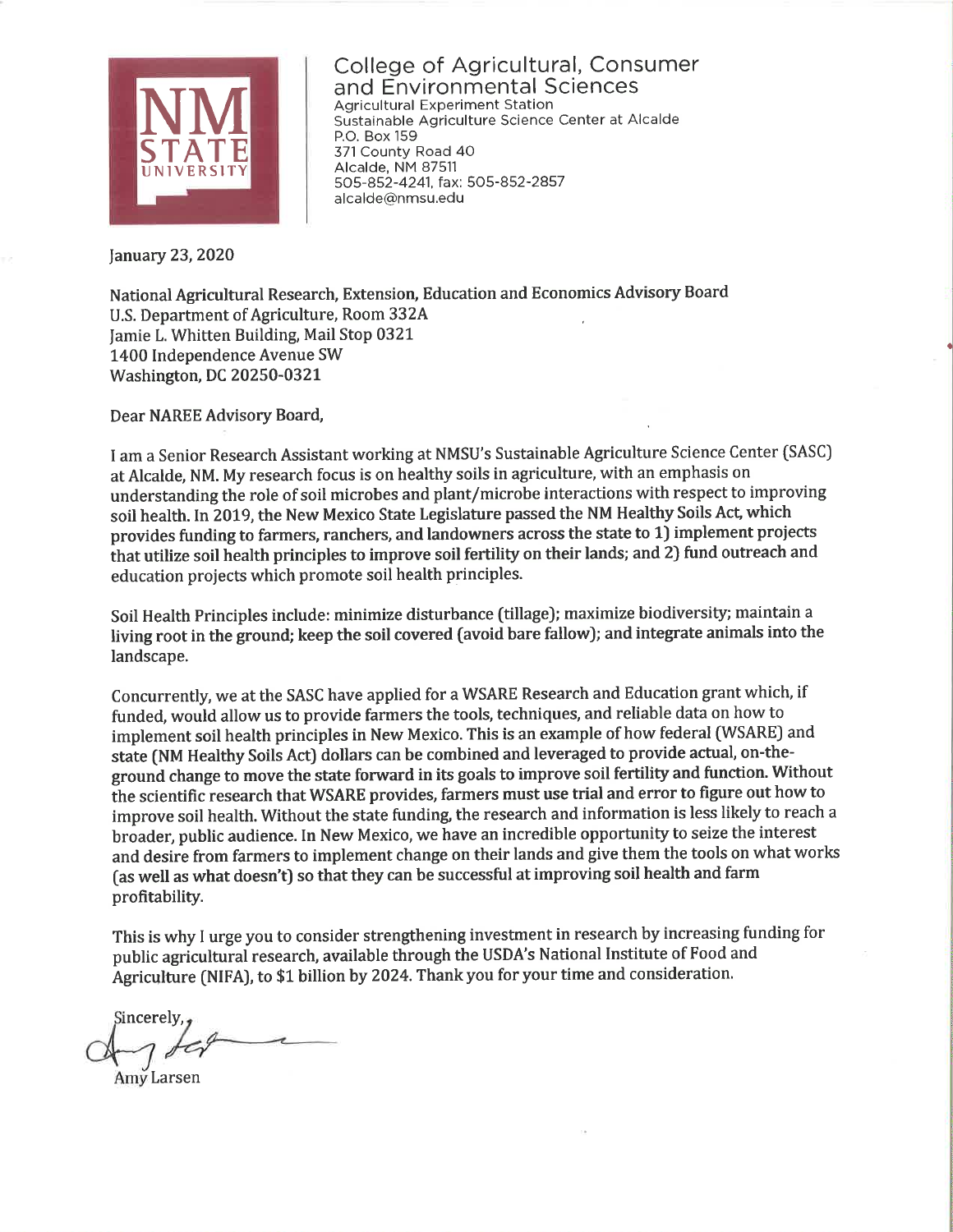NM STATE UNIVERSITY

College of Agricultural, Consumer and Environmental Sciences
Agricultural Experiment Station
Sustainable Agriculture Science Center at Alcalde
P.O. Box 159
371 County Road 40
Alcalde, NM 87511
505-852-4241, fax: 505-852-2857
alcalde@nmsu.edu

January 23, 2020

National Agricultural Research, Extension, Education and Economics Advisory Board
U.S. Department of Agriculture, Room 332A
Jamie L. Whitten Building, Mail Stop 0321
1400 Independence Avenue SW
Washington, DC 20250-0321

Dear NAREE Advisory Board,

I am a Senior Research Assistant working at NMSU's Sustainable Agriculture Science Center (SASC) at Alcalde, NM. My research focus is on healthy soils in agriculture, with an emphasis on understanding the role of soil microbes and plant/microbe interactions with respect to improving soil health. In 2019, the New Mexico State Legislature passed the NM Healthy Soils Act, which provides funding to farmers, ranchers, and landowners across the state to 1) implement projects that utilize soil health principles to improve soil fertility on their lands; and 2) fund outreach and education projects which promote soil health principles.

Soil Health Principles include: minimize disturbance (tillage); maximize biodiversity; maintain a living root in the ground; keep the soil covered (avoid bare fallow); and integrate animals into the landscape.

Concurrently, we at the SASC have applied for a WSARE Research and Education grant which, if funded, would allow us to provide farmers the tools, techniques, and reliable data on how to implement soil health principles in New Mexico. This is an example of how federal (WSARE) and state (NM Healthy Soils Act) dollars can be combined and leveraged to provide actual, on-the-ground change to move the state forward in its goals to improve soil fertility and function. Without the scientific research that WSARE provides, farmers must use trial and error to figure out how to improve soil health. Without the state funding, the research and information is less likely to reach a broader, public audience. In New Mexico, we have an incredible opportunity to seize the interest and desire from farmers to implement change on their lands and give them the tools on what works (as well as what doesn't) so that they can be successful at improving soil health and farm profitability.

This is why I urge you to consider strengthening investment in research by increasing funding for public agricultural research, available through the USDA's National Institute of Food and Agriculture (NIFA), to $1 billion by 2024. Thank you for your time and consideration.

Sincerely,

Amy Larsen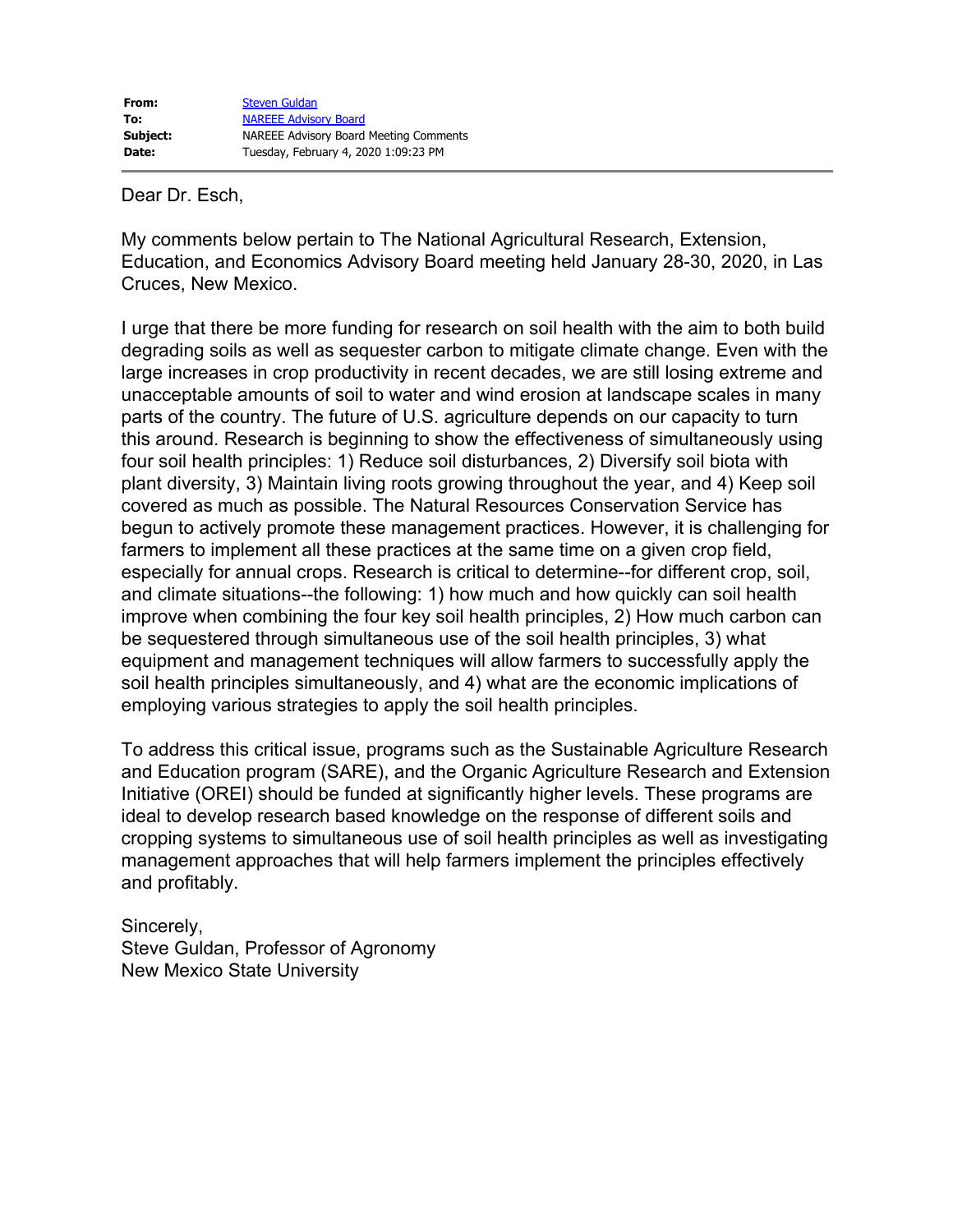**From:** Steven Guldan
**To:** NAREEE Advisory Board
**Subject:** NAREEE Advisory Board Meeting Comments
**Date:** Tuesday, February 4, 2020 1:09:23 PM

---

Dear Dr. Esch,

My comments below pertain to The National Agricultural Research, Extension, Education, and Economics Advisory Board meeting held January 28-30, 2020, in Las Cruces, New Mexico.

I urge that there be more funding for research on soil health with the aim to both build degrading soils as well as sequester carbon to mitigate climate change. Even with the large increases in crop productivity in recent decades, we are still losing extreme and unacceptable amounts of soil to water and wind erosion at landscape scales in many parts of the country. The future of U.S. agriculture depends on our capacity to turn this around. Research is beginning to show the effectiveness of simultaneously using four soil health principles: 1) Reduce soil disturbances, 2) Diversify soil biota with plant diversity, 3) Maintain living roots growing throughout the year, and 4) Keep soil covered as much as possible. The Natural Resources Conservation Service has begun to actively promote these management practices. However, it is challenging for farmers to implement all these practices at the same time on a given crop field, especially for annual crops. Research is critical to determine--for different crop, soil, and climate situations--the following: 1) how much and how quickly can soil health improve when combining the four key soil health principles, 2) How much carbon can be sequestered through simultaneous use of the soil health principles, 3) what equipment and management techniques will allow farmers to successfully apply the soil health principles simultaneously, and 4) what are the economic implications of employing various strategies to apply the soil health principles.

To address this critical issue, programs such as the Sustainable Agriculture Research and Education program (SARE), and the Organic Agriculture Research and Extension Initiative (OREI) should be funded at significantly higher levels. These programs are ideal to develop research based knowledge on the response of different soils and cropping systems to simultaneous use of soil health principles as well as investigating management approaches that will help farmers implement the principles effectively and profitably.

Sincerely,
Steve Guldan, Professor of Agronomy
New Mexico State University